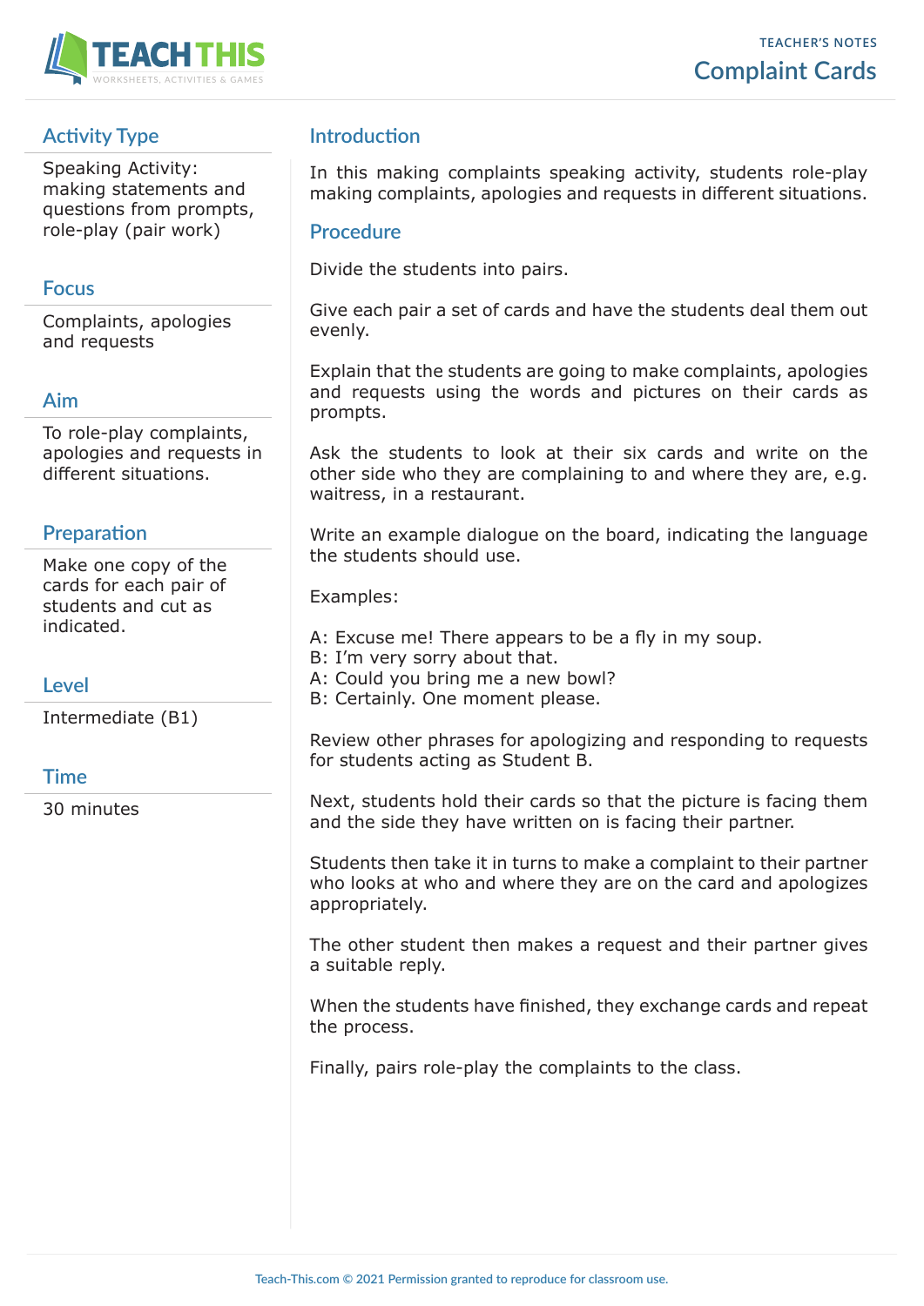TEACHER'S NOTES

# Complaint Cards

## Activity Type

Speaking Activity: making statements and questions from prompts, role-play (pair work)

## Focus

Complaints, apologies and requests

## Aim

To role-play complaints, apologies and requests in different situations.

## Preparation

Make one copy of the cards for each pair of students and cut as indicated.

## Level

Intermediate (B1)

## Time

30 minutes

## Introduction

In this making complaints speaking activity, students role-play making complaints, apologies and requests in different situations.

## Procedure

Divide the students into pairs.

Give each pair a set of cards and have the students deal them out evenly.

Explain that the students are going to make complaints, apologies and requests using the words and pictures on their cards as prompts.

Ask the students to look at their six cards and write on the other side who they are complaining to and where they are, e.g. waitress, in a restaurant.

Write an example dialogue on the board, indicating the language the students should use.

Examples:

A: Excuse me! There appears to be a fly in my soup.
B: I'm very sorry about that.
A: Could you bring me a new bowl?
B: Certainly. One moment please.

Review other phrases for apologizing and responding to requests for students acting as Student B.

Next, students hold their cards so that the picture is facing them and the side they have written on is facing their partner.

Students then take it in turns to make a complaint to their partner who looks at who and where they are on the card and apologizes appropriately.

The other student then makes a request and their partner gives a suitable reply.

When the students have finished, they exchange cards and repeat the process.

Finally, pairs role-play the complaints to the class.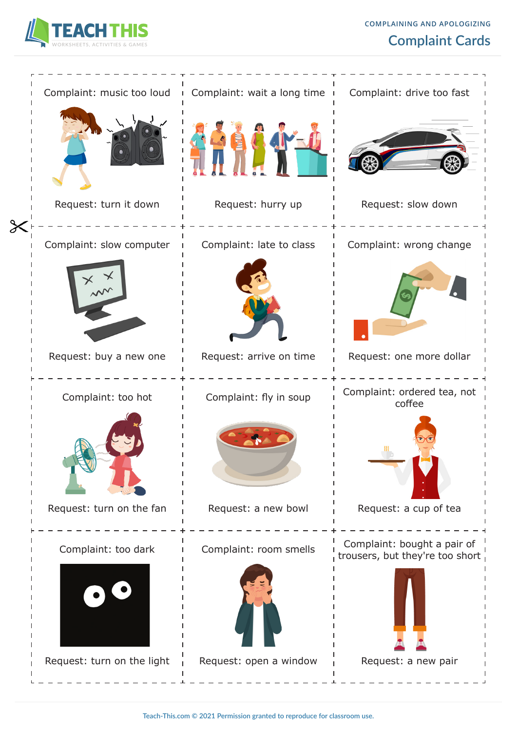COMPLAINING AND APOLOGIZING

# Complaint Cards

| | | |
|---|---|---|
| Complaint: music too loud<br>Request: turn it down | Complaint: wait a long time<br>Request: hurry up | Complaint: drive too fast<br>Request: slow down |
| Complaint: slow computer<br>Request: buy a new one | Complaint: late to class<br>Request: arrive on time | Complaint: wrong change<br>Request: one more dollar |
| Complaint: too hot<br>Request: turn on the fan | Complaint: fly in soup<br>Request: a new bowl | Complaint: ordered tea, not coffee<br>Request: a cup of tea |
| Complaint: too dark<br>Request: turn on the light | Complaint: room smells<br>Request: open a window | Complaint: bought a pair of trousers, but they're too short<br>Request: a new pair |

Teach-This.com © 2021 Permission granted to reproduce for classroom use.